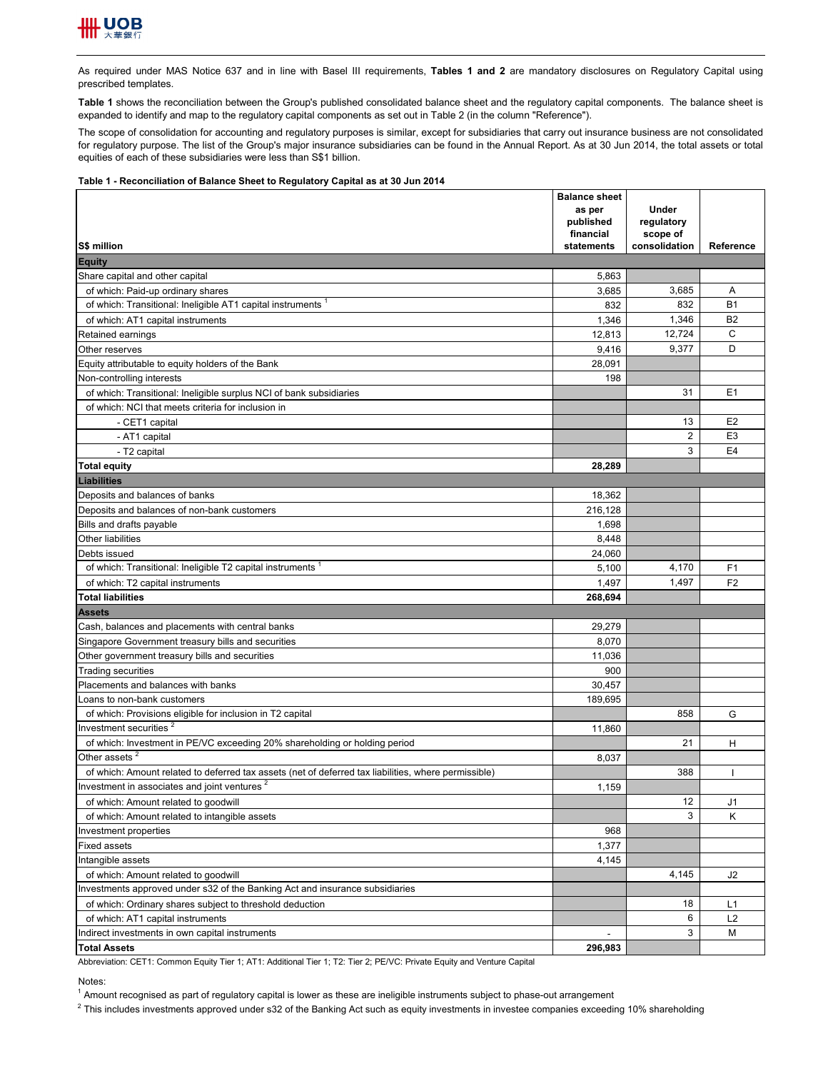As required under MAS Notice 637 and in line with Basel III requirements, **Tables 1 and 2** are mandatory disclosures on Regulatory Capital using prescribed templates.

**Table 1** shows the reconciliation between the Group's published consolidated balance sheet and the regulatory capital components. The balance sheet is expanded to identify and map to the regulatory capital components as set out in Table 2 (in the column "Reference").

The scope of consolidation for accounting and regulatory purposes is similar, except for subsidiaries that carry out insurance business are not consolidated for regulatory purpose. The list of the Group's major insurance subsidiaries can be found in the Annual Report. As at 30 Jun 2014, the total assets or total equities of each of these subsidiaries were less than S$1 billion.

**Table 1 - Reconciliation of Balance Sheet to Regulatory Capital as at 30 Jun 2014**

| S$ million | Balance sheet as per published financial statements | Under regulatory scope of consolidation | Reference |
|---|---|---|---|
| **Equity** | | | |
| Share capital and other capital | 5,863 | | |
| of which: Paid-up ordinary shares | 3,685 | 3,685 | A |
| of which: Transitional: Ineligible AT1 capital instruments [1] | 832 | 832 | B1 |
| of which: AT1 capital instruments | 1,346 | 1,346 | B2 |
| Retained earnings | 12,813 | 12,724 | C |
| Other reserves | 9,416 | 9,377 | D |
| Equity attributable to equity holders of the Bank | 28,091 | | |
| Non-controlling interests | 198 | | |
| of which: Transitional: Ineligible surplus NCI of bank subsidiaries | | 31 | E1 |
| of which: NCI that meets criteria for inclusion in | | | |
| - CET1 capital | | 13 | E2 |
| - AT1 capital | | 2 | E3 |
| - T2 capital | | 3 | E4 |
| **Total equity** | **28,289** | | |
| **Liabilities** | | | |
| Deposits and balances of banks | 18,362 | | |
| Deposits and balances of non-bank customers | 216,128 | | |
| Bills and drafts payable | 1,698 | | |
| Other liabilities | 8,448 | | |
| Debts issued | 24,060 | | |
| of which: Transitional: Ineligible T2 capital instruments [1] | 5,100 | 4,170 | F1 |
| of which: T2 capital instruments | 1,497 | 1,497 | F2 |
| **Total liabilities** | **268,694** | | |
| **Assets** | | | |
| Cash, balances and placements with central banks | 29,279 | | |
| Singapore Government treasury bills and securities | 8,070 | | |
| Other government treasury bills and securities | 11,036 | | |
| Trading securities | 900 | | |
| Placements and balances with banks | 30,457 | | |
| Loans to non-bank customers | 189,695 | | |
| of which: Provisions eligible for inclusion in T2 capital | | 858 | G |
| Investment securities [2] | 11,860 | | |
| of which: Investment in PE/VC exceeding 20% shareholding or holding period | | 21 | H |
| Other assets [2] | 8,037 | | |
| of which: Amount related to deferred tax assets (net of deferred tax liabilities, where permissible) | | 388 | I |
| Investment in associates and joint ventures [2] | 1,159 | | |
| of which: Amount related to goodwill | | 12 | J1 |
| of which: Amount related to intangible assets | | 3 | K |
| Investment properties | 968 | | |
| Fixed assets | 1,377 | | |
| Intangible assets | 4,145 | | |
| of which: Amount related to goodwill | | 4,145 | J2 |
| Investments approved under s32 of the Banking Act and insurance subsidiaries | | | |
| of which: Ordinary shares subject to threshold deduction | | 18 | L1 |
| of which: AT1 capital instruments | | 6 | L2 |
| Indirect investments in own capital instruments | - | 3 | M |
| **Total Assets** | **296,983** | | |

Abbreviation: CET1: Common Equity Tier 1; AT1: Additional Tier 1; T2: Tier 2; PE/VC: Private Equity and Venture Capital

Notes:

[1] Amount recognised as part of regulatory capital is lower as these are ineligible instruments subject to phase-out arrangement

[2] This includes investments approved under s32 of the Banking Act such as equity investments in investee companies exceeding 10% shareholding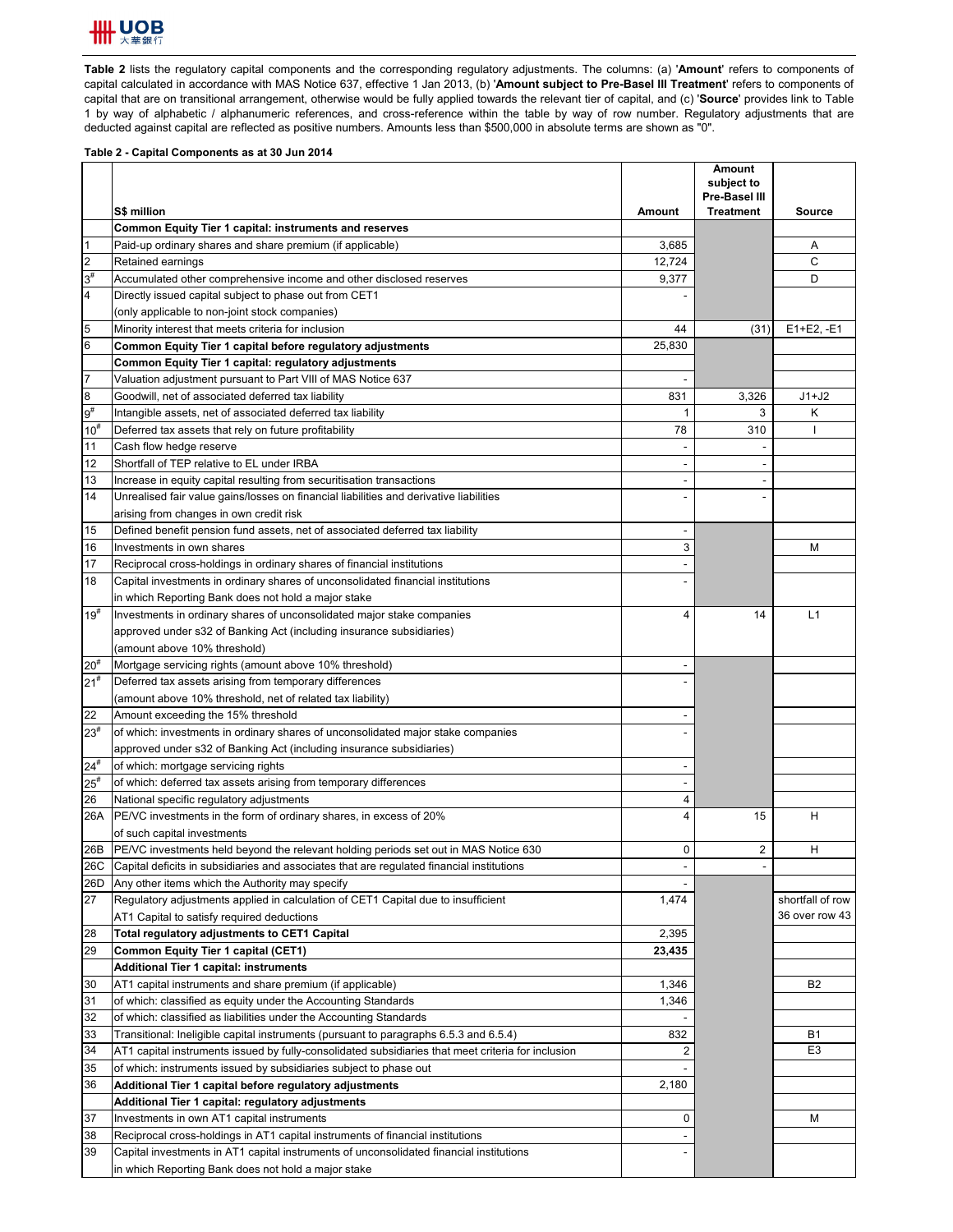**Table 2** lists the regulatory capital components and the corresponding regulatory adjustments. The columns: (a) '**Amount**' refers to components of capital calculated in accordance with MAS Notice 637, effective 1 Jan 2013, (b) '**Amount subject to Pre-Basel III Treatment**' refers to components of capital that are on transitional arrangement, otherwise would be fully applied towards the relevant tier of capital, and (c) '**Source**' provides link to Table 1 by way of alphabetic / alphanumeric references, and cross-reference within the table by way of row number. Regulatory adjustments that are deducted against capital are reflected as positive numbers. Amounts less than $500,000 in absolute terms are shown as "0".

**Table 2 - Capital Components as at 30 Jun 2014**

| | S$ million | Amount | Amount subject to Pre-Basel III Treatment | Source |
|---|---|---|---|---|
| | **Common Equity Tier 1 capital: instruments and reserves** | | | |
| 1 | Paid-up ordinary shares and share premium (if applicable) | 3,685 | | A |
| 2 | Retained earnings | 12,724 | | C |
| 3# | Accumulated other comprehensive income and other disclosed reserves | 9,377 | | D |
| 4 | Directly issued capital subject to phase out from CET1 (only applicable to non-joint stock companies) | - | | |
| 5 | Minority interest that meets criteria for inclusion | 44 | (31) | E1+E2, -E1 |
| 6 | **Common Equity Tier 1 capital before regulatory adjustments** | 25,830 | | |
| | **Common Equity Tier 1 capital: regulatory adjustments** | | | |
| 7 | Valuation adjustment pursuant to Part VIII of MAS Notice 637 | - | | |
| 8 | Goodwill, net of associated deferred tax liability | 831 | 3,326 | J1+J2 |
| 9# | Intangible assets, net of associated deferred tax liability | 1 | 3 | K |
| 10# | Deferred tax assets that rely on future profitability | 78 | 310 | I |
| 11 | Cash flow hedge reserve | - | - | |
| 12 | Shortfall of TEP relative to EL under IRBA | - | - | |
| 13 | Increase in equity capital resulting from securitisation transactions | - | - | |
| 14 | Unrealised fair value gains/losses on financial liabilities and derivative liabilities arising from changes in own credit risk | - | - | |
| 15 | Defined benefit pension fund assets, net of associated deferred tax liability | - | | |
| 16 | Investments in own shares | 3 | | M |
| 17 | Reciprocal cross-holdings in ordinary shares of financial institutions | - | | |
| 18 | Capital investments in ordinary shares of unconsolidated financial institutions in which Reporting Bank does not hold a major stake | - | | |
| 19# | Investments in ordinary shares of unconsolidated major stake companies approved under s32 of Banking Act (including insurance subsidiaries) (amount above 10% threshold) | 4 | 14 | L1 |
| 20# | Mortgage servicing rights (amount above 10% threshold) | - | | |
| 21# | Deferred tax assets arising from temporary differences (amount above 10% threshold, net of related tax liability) | - | | |
| 22 | Amount exceeding the 15% threshold | - | | |
| 23# | of which: investments in ordinary shares of unconsolidated major stake companies approved under s32 of Banking Act (including insurance subsidiaries) | - | | |
| 24# | of which: mortgage servicing rights | - | | |
| 25# | of which: deferred tax assets arising from temporary differences | - | | |
| 26 | National specific regulatory adjustments | 4 | | |
| 26A | PE/VC investments in the form of ordinary shares, in excess of 20% of such capital investments | 4 | 15 | H |
| 26B | PE/VC investments held beyond the relevant holding periods set out in MAS Notice 630 | 0 | 2 | H |
| 26C | Capital deficits in subsidiaries and associates that are regulated financial institutions | - | - | |
| 26D | Any other items which the Authority may specify | - | | |
| 27 | Regulatory adjustments applied in calculation of CET1 Capital due to insufficient AT1 Capital to satisfy required deductions | 1,474 | | shortfall of row 36 over row 43 |
| 28 | **Total regulatory adjustments to CET1 Capital** | 2,395 | | |
| 29 | **Common Equity Tier 1 capital (CET1)** | **23,435** | | |
| | **Additional Tier 1 capital: instruments** | | | |
| 30 | AT1 capital instruments and share premium (if applicable) | 1,346 | | B2 |
| 31 | of which: classified as equity under the Accounting Standards | 1,346 | | |
| 32 | of which: classified as liabilities under the Accounting Standards | - | | |
| 33 | Transitional: Ineligible capital instruments (pursuant to paragraphs 6.5.3 and 6.5.4) | 832 | | B1 |
| 34 | AT1 capital instruments issued by fully-consolidated subsidiaries that meet criteria for inclusion | 2 | | E3 |
| 35 | of which: instruments issued by subsidiaries subject to phase out | - | | |
| 36 | **Additional Tier 1 capital before regulatory adjustments** | 2,180 | | |
| | **Additional Tier 1 capital: regulatory adjustments** | | | |
| 37 | Investments in own AT1 capital instruments | 0 | | M |
| 38 | Reciprocal cross-holdings in AT1 capital instruments of financial institutions | - | | |
| 39 | Capital investments in AT1 capital instruments of unconsolidated financial institutions in which Reporting Bank does not hold a major stake | - | | |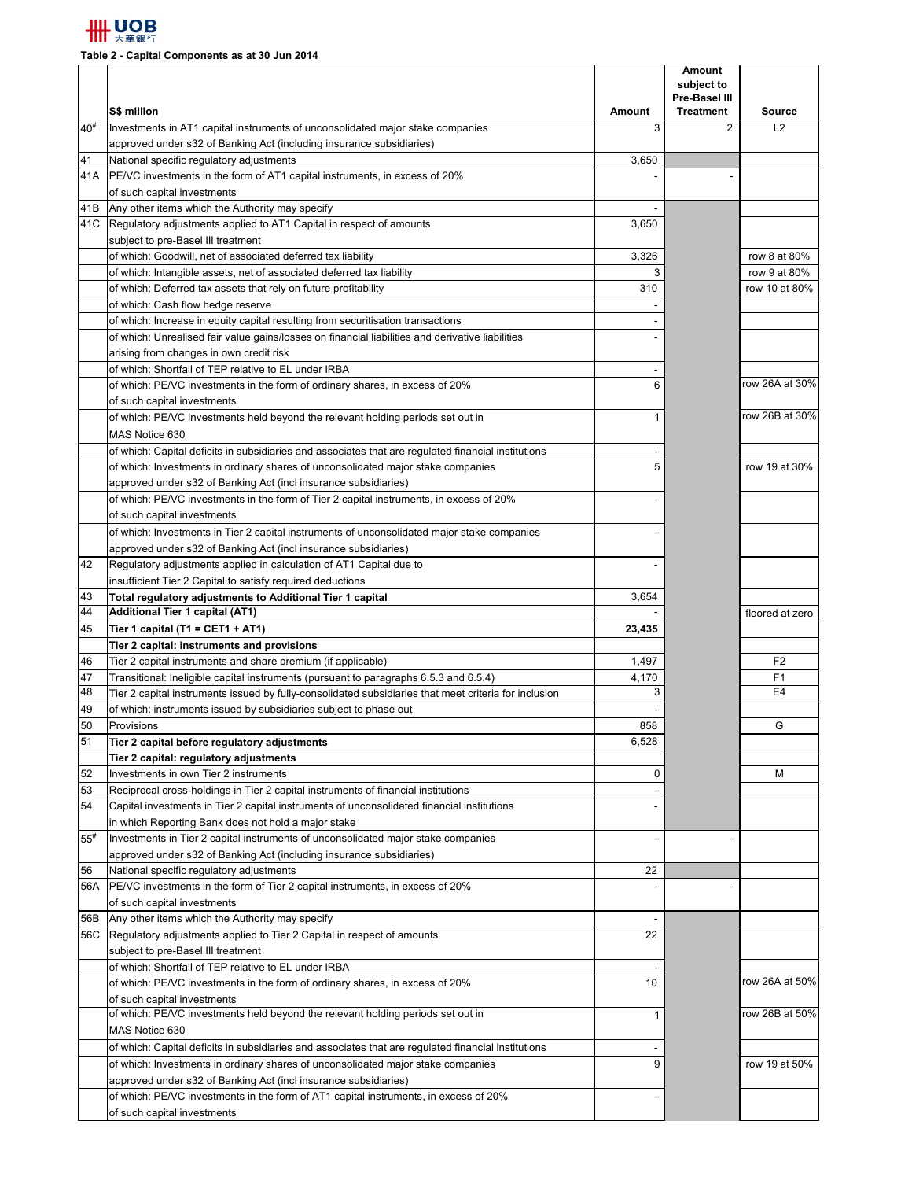Table 2 - Capital Components as at 30 Jun 2014

| | S$ million | Amount | Amount subject to Pre-Basel III Treatment | Source |
|---|---|---|---|---|
| 40# | Investments in AT1 capital instruments of unconsolidated major stake companies approved under s32 of Banking Act (including insurance subsidiaries) | 3 | 2 | L2 |
| 41 | National specific regulatory adjustments | 3,650 | | |
| 41A | PE/VC investments in the form of AT1 capital instruments, in excess of 20% of such capital investments | - | - | |
| 41B | Any other items which the Authority may specify | - | | |
| 41C | Regulatory adjustments applied to AT1 Capital in respect of amounts subject to pre-Basel III treatment | 3,650 | | |
| | of which: Goodwill, net of associated deferred tax liability | 3,326 | | row 8 at 80% |
| | of which: Intangible assets, net of associated deferred tax liability | 3 | | row 9 at 80% |
| | of which: Deferred tax assets that rely on future profitability | 310 | | row 10 at 80% |
| | of which: Cash flow hedge reserve | - | | |
| | of which: Increase in equity capital resulting from securitisation transactions | - | | |
| | of which: Unrealised fair value gains/losses on financial liabilities and derivative liabilities arising from changes in own credit risk | - | | |
| | of which: Shortfall of TEP relative to EL under IRBA | - | | |
| | of which: PE/VC investments in the form of ordinary shares, in excess of 20% of such capital investments | 6 | | row 26A at 30% |
| | of which: PE/VC investments held beyond the relevant holding periods set out in MAS Notice 630 | 1 | | row 26B at 30% |
| | of which: Capital deficits in subsidiaries and associates that are regulated financial institutions | - | | |
| | of which: Investments in ordinary shares of unconsolidated major stake companies approved under s32 of Banking Act (incl insurance subsidiaries) | 5 | | row 19 at 30% |
| | of which: PE/VC investments in the form of Tier 2 capital instruments, in excess of 20% of such capital investments | - | | |
| | of which: Investments in Tier 2 capital instruments of unconsolidated major stake companies approved under s32 of Banking Act (incl insurance subsidiaries) | - | | |
| 42 | Regulatory adjustments applied in calculation of AT1 Capital due to insufficient Tier 2 Capital to satisfy required deductions | - | | |
| 43 | **Total regulatory adjustments to Additional Tier 1 capital** | 3,654 | | |
| 44 | **Additional Tier 1 capital (AT1)** | - | | floored at zero |
| 45 | **Tier 1 capital (T1 = CET1 + AT1)** | **23,435** | | |
| | **Tier 2 capital: instruments and provisions** | | | |
| 46 | Tier 2 capital instruments and share premium (if applicable) | 1,497 | | F2 |
| 47 | Transitional: Ineligible capital instruments (pursuant to paragraphs 6.5.3 and 6.5.4) | 4,170 | | F1 |
| 48 | Tier 2 capital instruments issued by fully-consolidated subsidiaries that meet criteria for inclusion | 3 | | E4 |
| 49 | of which: instruments issued by subsidiaries subject to phase out | - | | |
| 50 | Provisions | 858 | | G |
| 51 | **Tier 2 capital before regulatory adjustments** | 6,528 | | |
| | **Tier 2 capital: regulatory adjustments** | | | |
| 52 | Investments in own Tier 2 instruments | 0 | | M |
| 53 | Reciprocal cross-holdings in Tier 2 capital instruments of financial institutions | - | | |
| 54 | Capital investments in Tier 2 capital instruments of unconsolidated financial institutions in which Reporting Bank does not hold a major stake | - | | |
| 55# | Investments in Tier 2 capital instruments of unconsolidated major stake companies approved under s32 of Banking Act (including insurance subsidiaries) | - | - | |
| 56 | National specific regulatory adjustments | 22 | | |
| 56A | PE/VC investments in the form of Tier 2 capital instruments, in excess of 20% of such capital investments | - | - | |
| 56B | Any other items which the Authority may specify | - | | |
| 56C | Regulatory adjustments applied to Tier 2 Capital in respect of amounts subject to pre-Basel III treatment | 22 | | |
| | of which: Shortfall of TEP relative to EL under IRBA | - | | |
| | of which: PE/VC investments in the form of ordinary shares, in excess of 20% of such capital investments | 10 | | row 26A at 50% |
| | of which: PE/VC investments held beyond the relevant holding periods set out in MAS Notice 630 | 1 | | row 26B at 50% |
| | of which: Capital deficits in subsidiaries and associates that are regulated financial institutions | - | | |
| | of which: Investments in ordinary shares of unconsolidated major stake companies approved under s32 of Banking Act (incl insurance subsidiaries) | 9 | | row 19 at 50% |
| | of which: PE/VC investments in the form of AT1 capital instruments, in excess of 20% of such capital investments | - | | |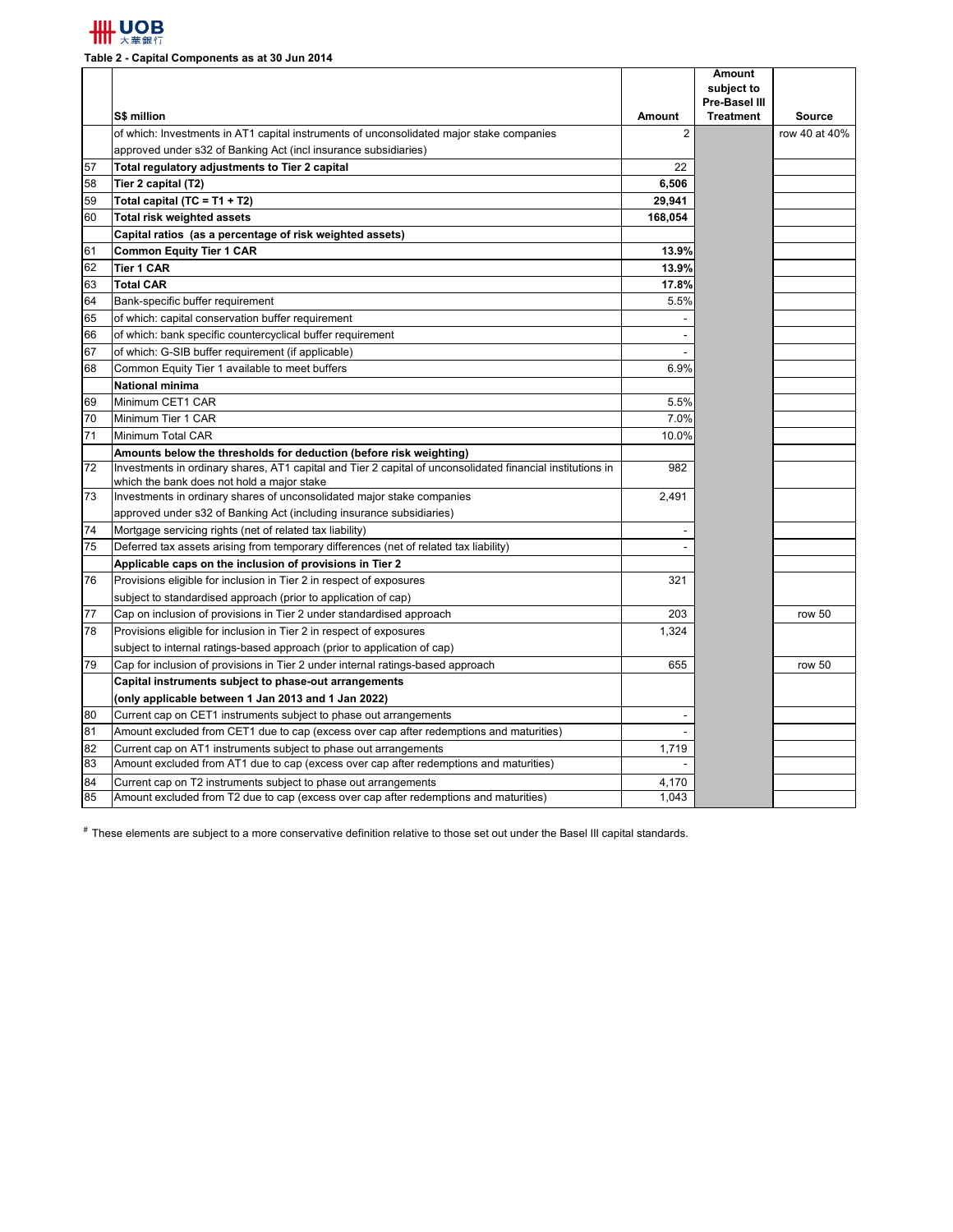**Table 2 - Capital Components as at 30 Jun 2014**

| | S$ million | Amount | Amount subject to Pre-Basel III Treatment | Source |
|---|---|---|---|---|
| | of which: Investments in AT1 capital instruments of unconsolidated major stake companies approved under s32 of Banking Act (incl insurance subsidiaries) | 2 | | row 40 at 40% |
| 57 | **Total regulatory adjustments to Tier 2 capital** | 22 | | |
| 58 | **Tier 2 capital (T2)** | **6,506** | | |
| 59 | **Total capital (TC = T1 + T2)** | **29,941** | | |
| 60 | **Total risk weighted assets** | **168,054** | | |
| | **Capital ratios (as a percentage of risk weighted assets)** | | | |
| 61 | **Common Equity Tier 1 CAR** | **13.9%** | | |
| 62 | **Tier 1 CAR** | **13.9%** | | |
| 63 | **Total CAR** | **17.8%** | | |
| 64 | Bank-specific buffer requirement | 5.5% | | |
| 65 | of which: capital conservation buffer requirement | - | | |
| 66 | of which: bank specific countercyclical buffer requirement | - | | |
| 67 | of which: G-SIB buffer requirement (if applicable) | - | | |
| 68 | Common Equity Tier 1 available to meet buffers | 6.9% | | |
| | **National minima** | | | |
| 69 | Minimum CET1 CAR | 5.5% | | |
| 70 | Minimum Tier 1 CAR | 7.0% | | |
| 71 | Minimum Total CAR | 10.0% | | |
| | **Amounts below the thresholds for deduction (before risk weighting)** | | | |
| 72 | Investments in ordinary shares, AT1 capital and Tier 2 capital of unconsolidated financial institutions in which the bank does not hold a major stake | 982 | | |
| 73 | Investments in ordinary shares of unconsolidated major stake companies approved under s32 of Banking Act (including insurance subsidiaries) | 2,491 | | |
| 74 | Mortgage servicing rights (net of related tax liability) | - | | |
| 75 | Deferred tax assets arising from temporary differences (net of related tax liability) | - | | |
| | **Applicable caps on the inclusion of provisions in Tier 2** | | | |
| 76 | Provisions eligible for inclusion in Tier 2 in respect of exposures subject to standardised approach (prior to application of cap) | 321 | | |
| 77 | Cap on inclusion of provisions in Tier 2 under standardised approach | 203 | | row 50 |
| 78 | Provisions eligible for inclusion in Tier 2 in respect of exposures subject to internal ratings-based approach (prior to application of cap) | 1,324 | | |
| 79 | Cap for inclusion of provisions in Tier 2 under internal ratings-based approach | 655 | | row 50 |
| | **Capital instruments subject to phase-out arrangements (only applicable between 1 Jan 2013 and 1 Jan 2022)** | | | |
| 80 | Current cap on CET1 instruments subject to phase out arrangements | - | | |
| 81 | Amount excluded from CET1 due to cap (excess over cap after redemptions and maturities) | - | | |
| 82 | Current cap on AT1 instruments subject to phase out arrangements | 1,719 | | |
| 83 | Amount excluded from AT1 due to cap (excess over cap after redemptions and maturities) | - | | |
| 84 | Current cap on T2 instruments subject to phase out arrangements | 4,170 | | |
| 85 | Amount excluded from T2 due to cap (excess over cap after redemptions and maturities) | 1,043 | | |

# These elements are subject to a more conservative definition relative to those set out under the Basel III capital standards.